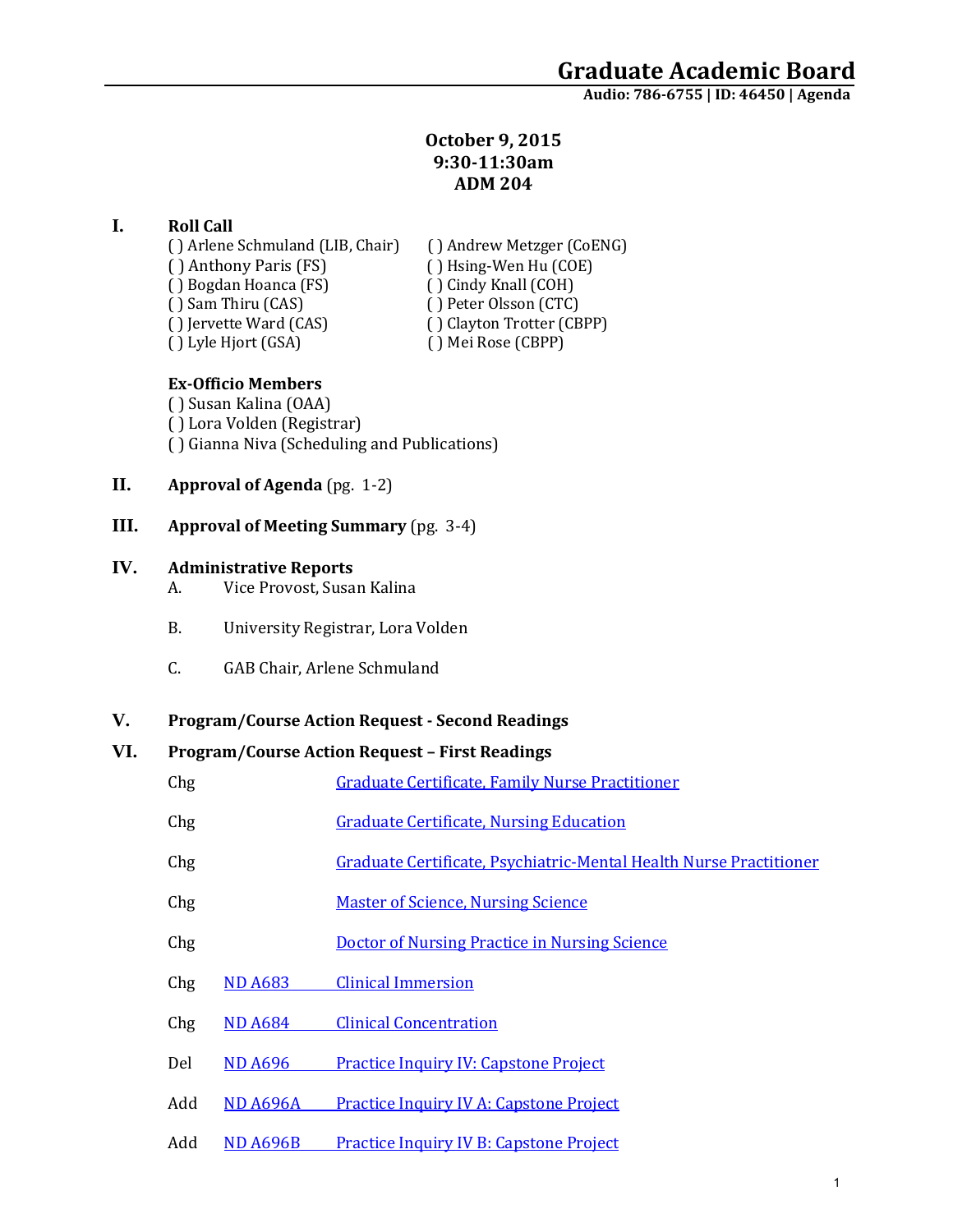# Graduate Academic Board

**Audio: 786-6755 | ID: 46450 | Agenda**

**October 9, 2015**
**9:30-11:30am**
**ADM 204**

## I. Roll Call

( ) Arlene Schmuland (LIB, Chair)
( ) Anthony Paris (FS)
( ) Bogdan Hoanca (FS)
( ) Sam Thiru (CAS)
( ) Jervette Ward (CAS)
( ) Lyle Hjort (GSA)
( ) Andrew Metzger (CoENG)
( ) Hsing-Wen Hu (COE)
( ) Cindy Knall (COH)
( ) Peter Olsson (CTC)
( ) Clayton Trotter (CBPP)
( ) Mei Rose (CBPP)

**Ex-Officio Members**

( ) Susan Kalina (OAA)
( ) Lora Volden (Registrar)
( ) Gianna Niva (Scheduling and Publications)

## II. Approval of Agenda (pg. 1-2)

## III. Approval of Meeting Summary (pg. 3-4)

## IV. Administrative Reports

A. Vice Provost, Susan Kalina

B. University Registrar, Lora Volden

C. GAB Chair, Arlene Schmuland

## V. Program/Course Action Request - Second Readings

## VI. Program/Course Action Request – First Readings

| | | |
|---|---|---|
| Chg | | Graduate Certificate, Family Nurse Practitioner |
| Chg | | Graduate Certificate, Nursing Education |
| Chg | | Graduate Certificate, Psychiatric-Mental Health Nurse Practitioner |
| Chg | | Master of Science, Nursing Science |
| Chg | | Doctor of Nursing Practice in Nursing Science |
| Chg | ND A683 | Clinical Immersion |
| Chg | ND A684 | Clinical Concentration |
| Del | ND A696 | Practice Inquiry IV: Capstone Project |
| Add | ND A696A | Practice Inquiry IV A: Capstone Project |
| Add | ND A696B | Practice Inquiry IV B: Capstone Project |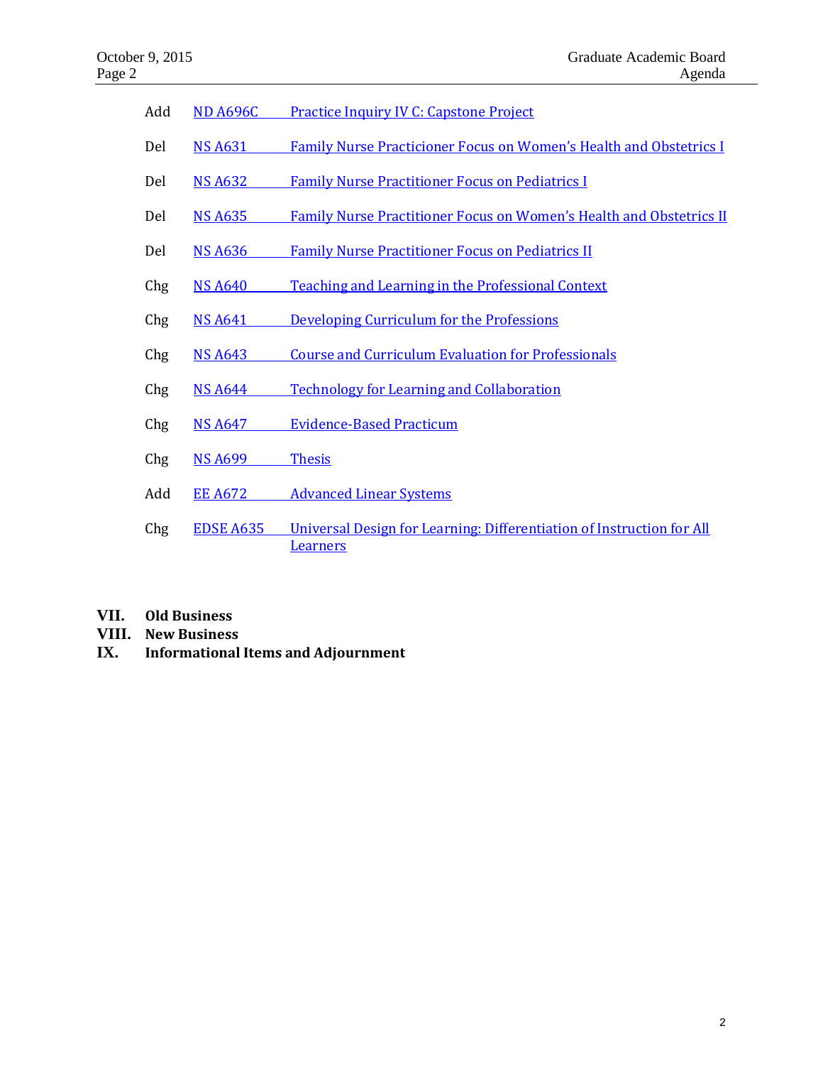| | | |
|---|---|---|
| Add | ND A696C | Practice Inquiry IV C: Capstone Project |
| Del | NS A631 | Family Nurse Practicioner Focus on Women's Health and Obstetrics I |
| Del | NS A632 | Family Nurse Practitioner Focus on Pediatrics I |
| Del | NS A635 | Family Nurse Practitioner Focus on Women's Health and Obstetrics II |
| Del | NS A636 | Family Nurse Practitioner Focus on Pediatrics II |
| Chg | NS A640 | Teaching and Learning in the Professional Context |
| Chg | NS A641 | Developing Curriculum for the Professions |
| Chg | NS A643 | Course and Curriculum Evaluation for Professionals |
| Chg | NS A644 | Technology for Learning and Collaboration |
| Chg | NS A647 | Evidence-Based Practicum |
| Chg | NS A699 | Thesis |
| Add | EE A672 | Advanced Linear Systems |
| Chg | EDSE A635 | Universal Design for Learning: Differentiation of Instruction for All Learners |

**VII. Old Business**

**VIII. New Business**

**IX. Informational Items and Adjournment**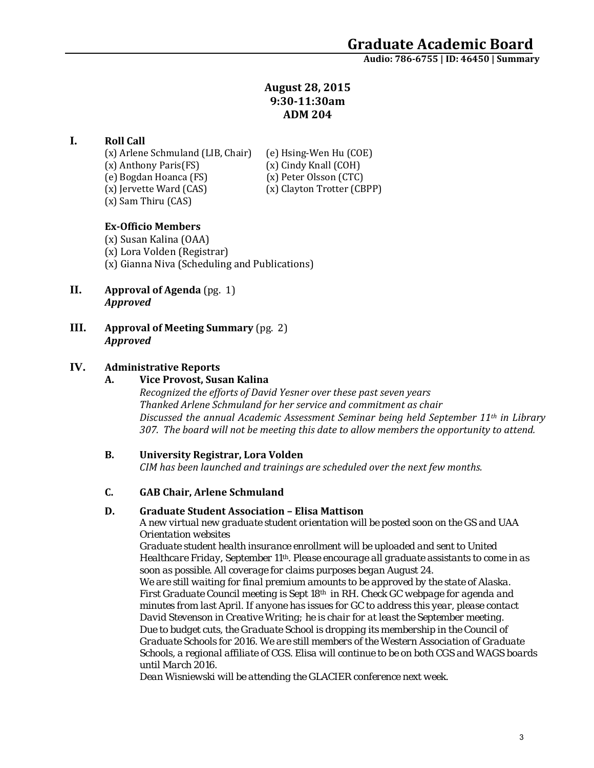# Graduate Academic Board

**Audio: 786-6755 | ID: 46450 | Summary**

**August 28, 2015**
**9:30-11:30am**
**ADM 204**

## I. Roll Call

(x) Arlene Schmuland (LIB, Chair)
(x) Anthony Paris(FS)
(e) Bogdan Hoanca (FS)
(x) Jervette Ward (CAS)
(x) Sam Thiru (CAS)
(e) Hsing-Wen Hu (COE)
(x) Cindy Knall (COH)
(x) Peter Olsson (CTC)
(x) Clayton Trotter (CBPP)

**Ex-Officio Members**

(x) Susan Kalina (OAA)
(x) Lora Volden (Registrar)
(x) Gianna Niva (Scheduling and Publications)

## II. Approval of Agenda (pg. 1)

***Approved***

## III. Approval of Meeting Summary (pg. 2)

***Approved***

## IV. Administrative Reports

### A. Vice Provost, Susan Kalina

*Recognized the efforts of David Yesner over these past seven years*
*Thanked Arlene Schmuland for her service and commitment as chair*
*Discussed the annual Academic Assessment Seminar being held September 11th in Library 307. The board will not be meeting this date to allow members the opportunity to attend.*

### B. University Registrar, Lora Volden

*CIM has been launched and trainings are scheduled over the next few months.*

### C. GAB Chair, Arlene Schmuland

### D. Graduate Student Association – Elisa Mattison

*A new virtual new graduate student orientation will be posted soon on the GS and UAA Orientation websites*
*Graduate student health insurance enrollment will be uploaded and sent to United Healthcare Friday, September 11th. Please encourage all graduate assistants to come in as soon as possible. All coverage for claims purposes began August 24.*
*We are still waiting for final premium amounts to be approved by the state of Alaska.*
*First Graduate Council meeting is Sept 18th in RH. Check GC webpage for agenda and minutes from last April. If anyone has issues for GC to address this year, please contact David Stevenson in Creative Writing; he is chair for at least the September meeting.*
*Due to budget cuts, the Graduate School is dropping its membership in the Council of Graduate Schools for 2016. We are still members of the Western Association of Graduate Schools, a regional affiliate of CGS. Elisa will continue to be on both CGS and WAGS boards until March 2016.*
*Dean Wisniewski will be attending the GLACIER conference next week.*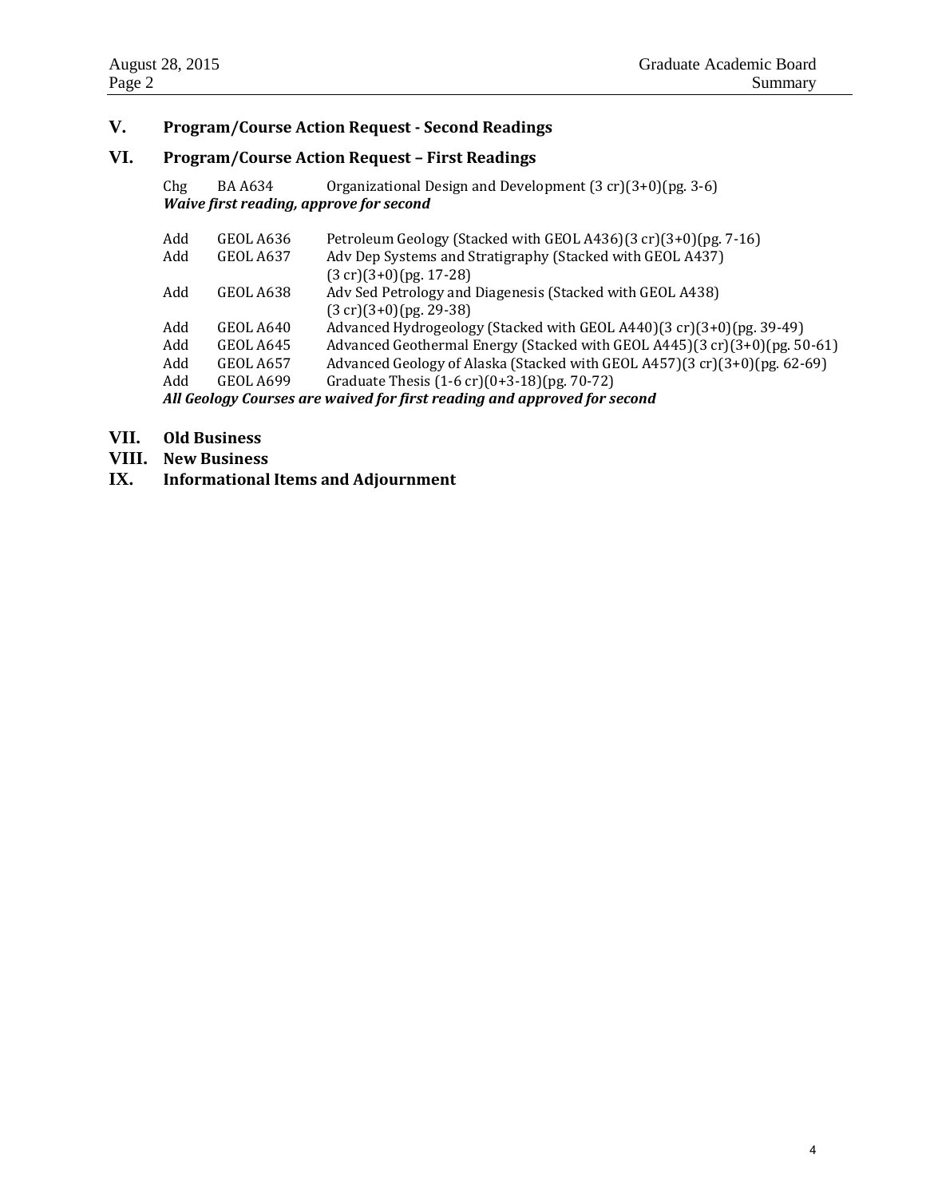## V. Program/Course Action Request - Second Readings

## VI. Program/Course Action Request – First Readings

| | | |
|---|---|---|
| Chg | BA A634 | Organizational Design and Development (3 cr)(3+0)(pg. 3-6) |

***Waive first reading, approve for second***

| | | |
|---|---|---|
| Add | GEOL A636 | Petroleum Geology (Stacked with GEOL A436)(3 cr)(3+0)(pg. 7-16) |
| Add | GEOL A637 | Adv Dep Systems and Stratigraphy (Stacked with GEOL A437) (3 cr)(3+0)(pg. 17-28) |
| Add | GEOL A638 | Adv Sed Petrology and Diagenesis (Stacked with GEOL A438) (3 cr)(3+0)(pg. 29-38) |
| Add | GEOL A640 | Advanced Hydrogeology (Stacked with GEOL A440)(3 cr)(3+0)(pg. 39-49) |
| Add | GEOL A645 | Advanced Geothermal Energy (Stacked with GEOL A445)(3 cr)(3+0)(pg. 50-61) |
| Add | GEOL A657 | Advanced Geology of Alaska (Stacked with GEOL A457)(3 cr)(3+0)(pg. 62-69) |
| Add | GEOL A699 | Graduate Thesis (1-6 cr)(0+3-18)(pg. 70-72) |

***All Geology Courses are waived for first reading and approved for second***

## VII. Old Business

## VIII. New Business

## IX. Informational Items and Adjournment